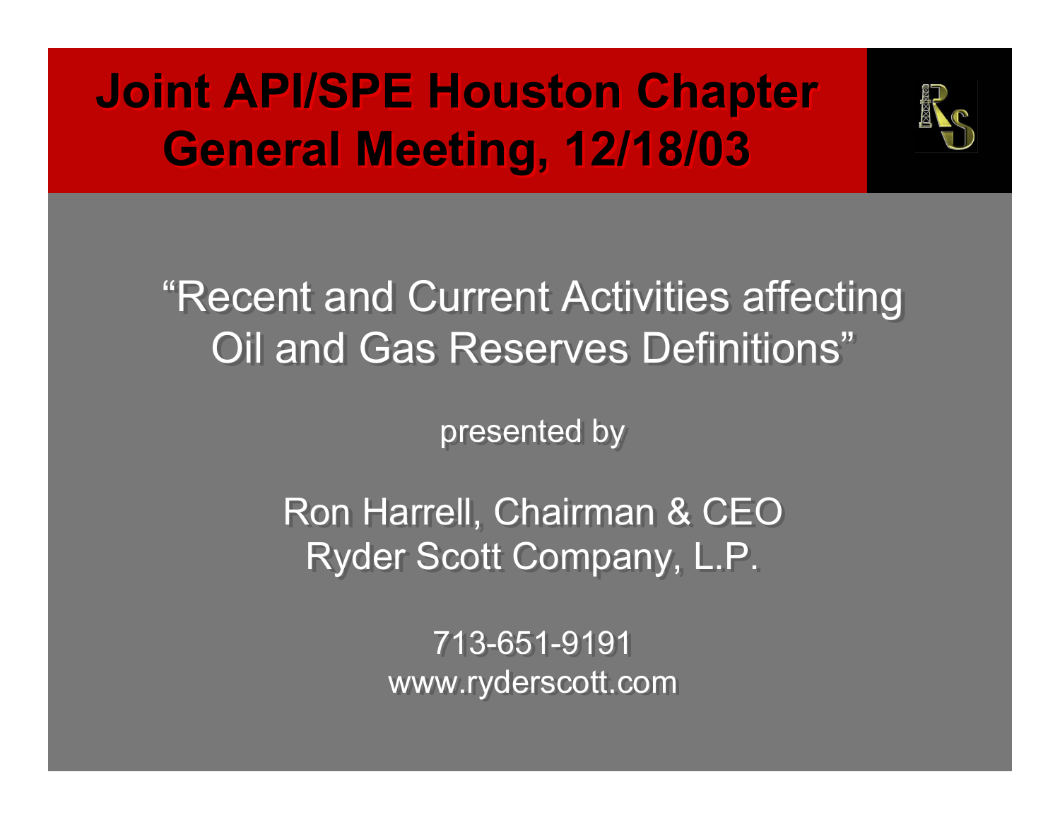# Joint API/SPE Houston Chapter General Meeting, 12/18/03

"Recent and Current Activities affecting Oil and Gas Reserves Definitions"

presented by

Ron Harrell, Chairman & CEO
Ryder Scott Company, L.P.

713-651-9191
www.ryderscott.com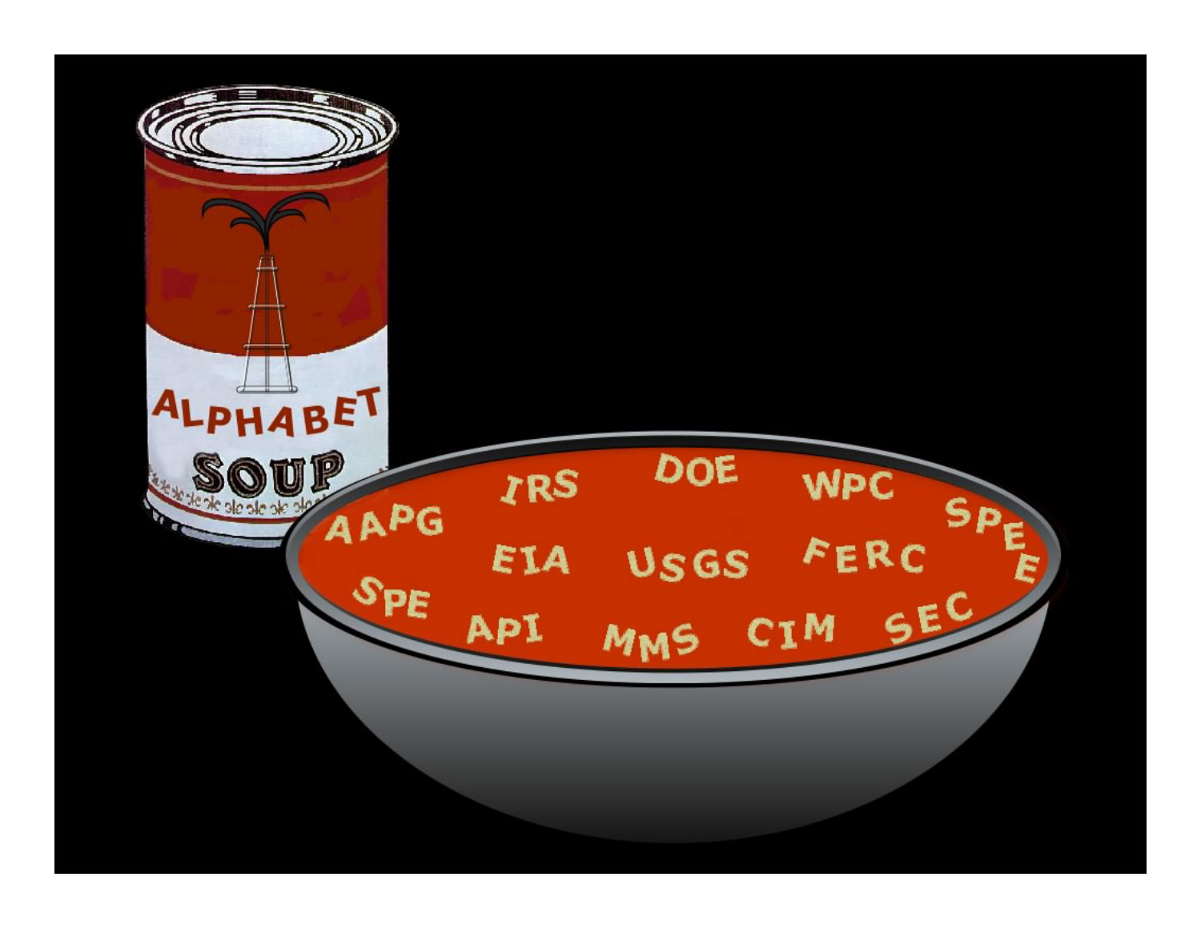ALPHABET SOUP

AAPG IRS DOE WPC SPEE

EIA USGS FERC

SPE API MMS CIM SEC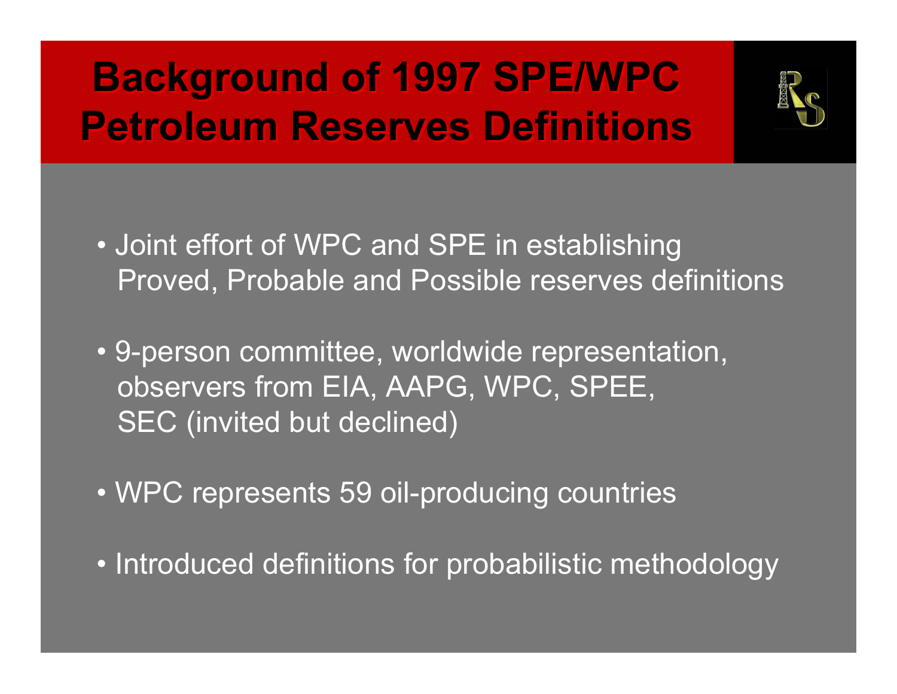# Background of 1997 SPE/WPC Petroleum Reserves Definitions

- Joint effort of WPC and SPE in establishing Proved, Probable and Possible reserves definitions
- 9-person committee, worldwide representation, observers from EIA, AAPG, WPC, SPEE, SEC (invited but declined)
- WPC represents 59 oil-producing countries
- Introduced definitions for probabilistic methodology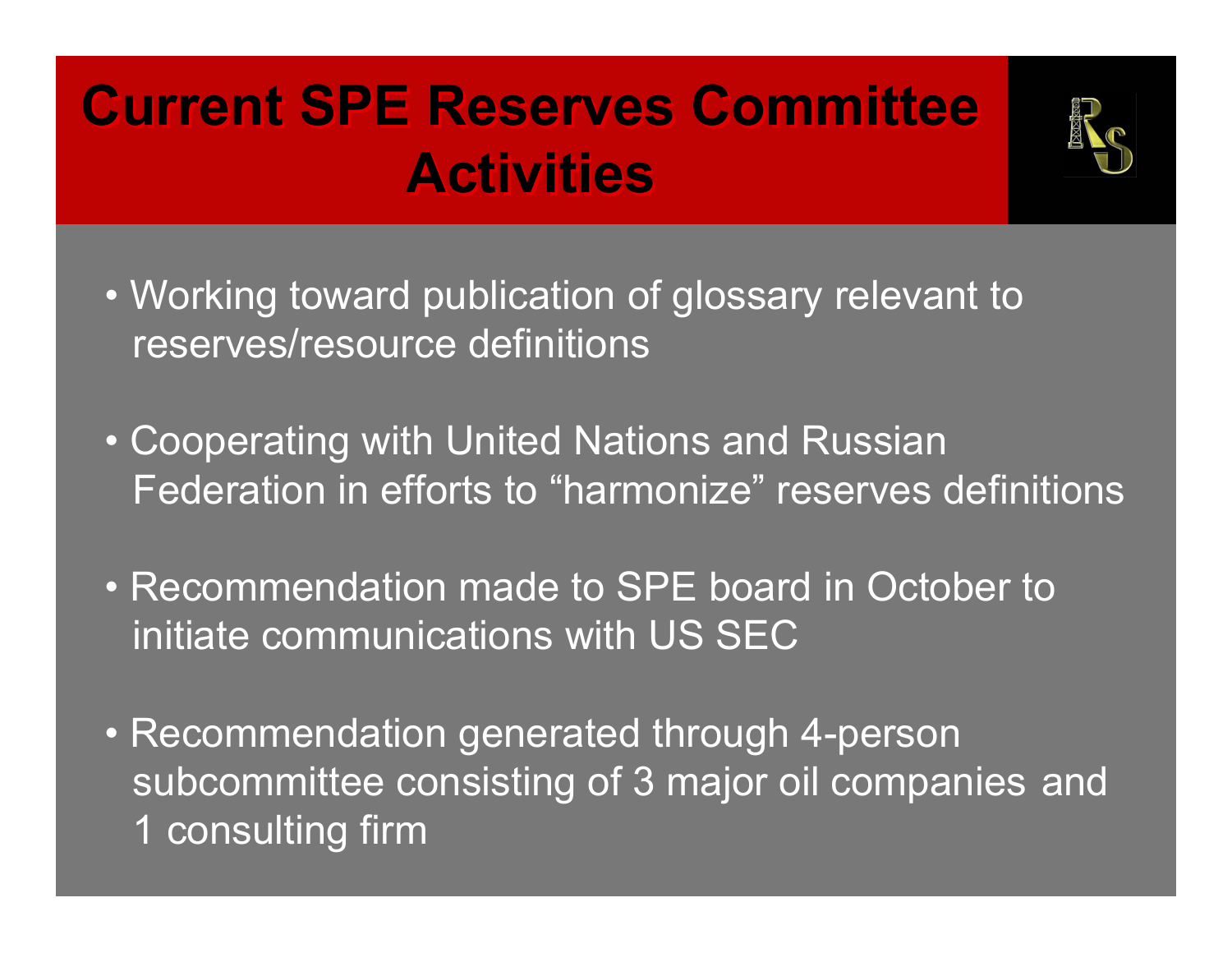# Current SPE Reserves Committee Activities

- Working toward publication of glossary relevant to reserves/resource definitions
- Cooperating with United Nations and Russian Federation in efforts to "harmonize" reserves definitions
- Recommendation made to SPE board in October to initiate communications with US SEC
- Recommendation generated through 4-person subcommittee consisting of 3 major oil companies and 1 consulting firm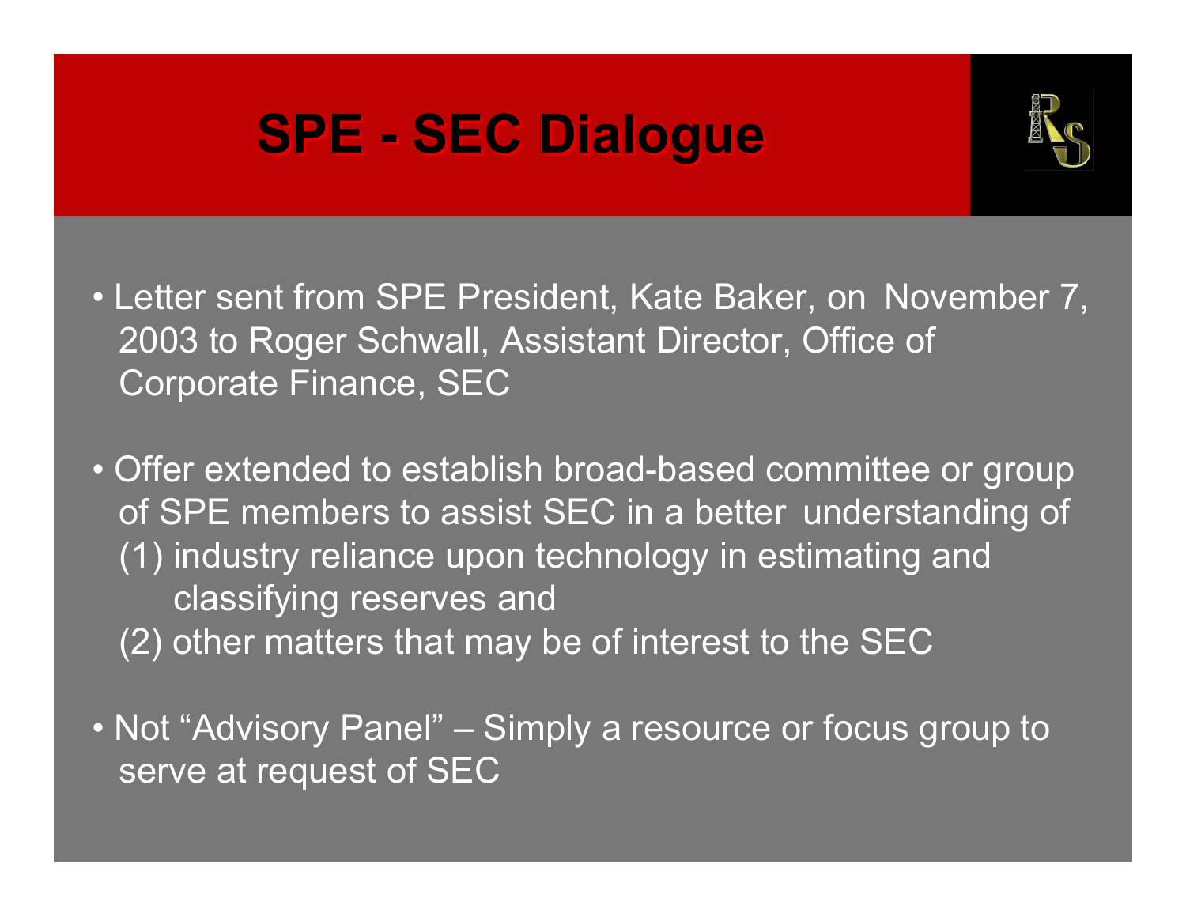# SPE - SEC Dialogue

- Letter sent from SPE President, Kate Baker, on November 7, 2003 to Roger Schwall, Assistant Director, Office of Corporate Finance, SEC

- Offer extended to establish broad-based committee or group of SPE members to assist SEC in a better understanding of
  (1) industry reliance upon technology in estimating and classifying reserves and
  (2) other matters that may be of interest to the SEC

- Not "Advisory Panel" – Simply a resource or focus group to serve at request of SEC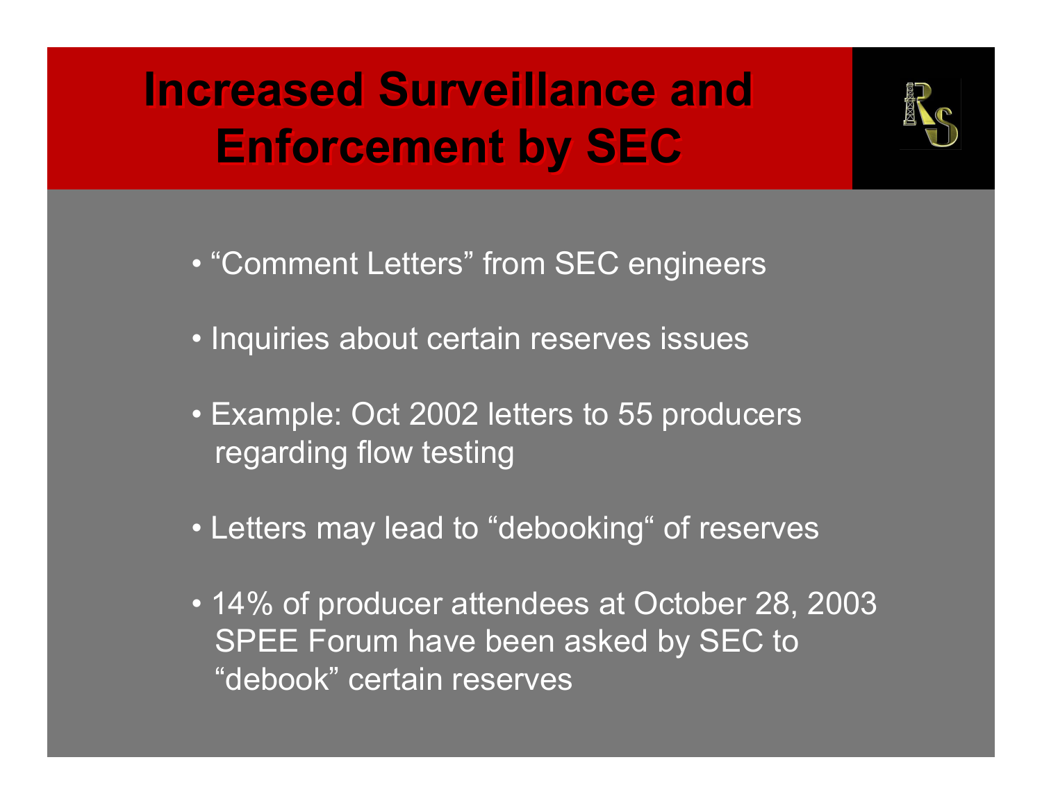# Increased Surveillance and Enforcement by SEC

- “Comment Letters” from SEC engineers
- Inquiries about certain reserves issues
- Example: Oct 2002 letters to 55 producers regarding flow testing
- Letters may lead to “debooking“ of reserves
- 14% of producer attendees at October 28, 2003 SPEE Forum have been asked by SEC to “debook” certain reserves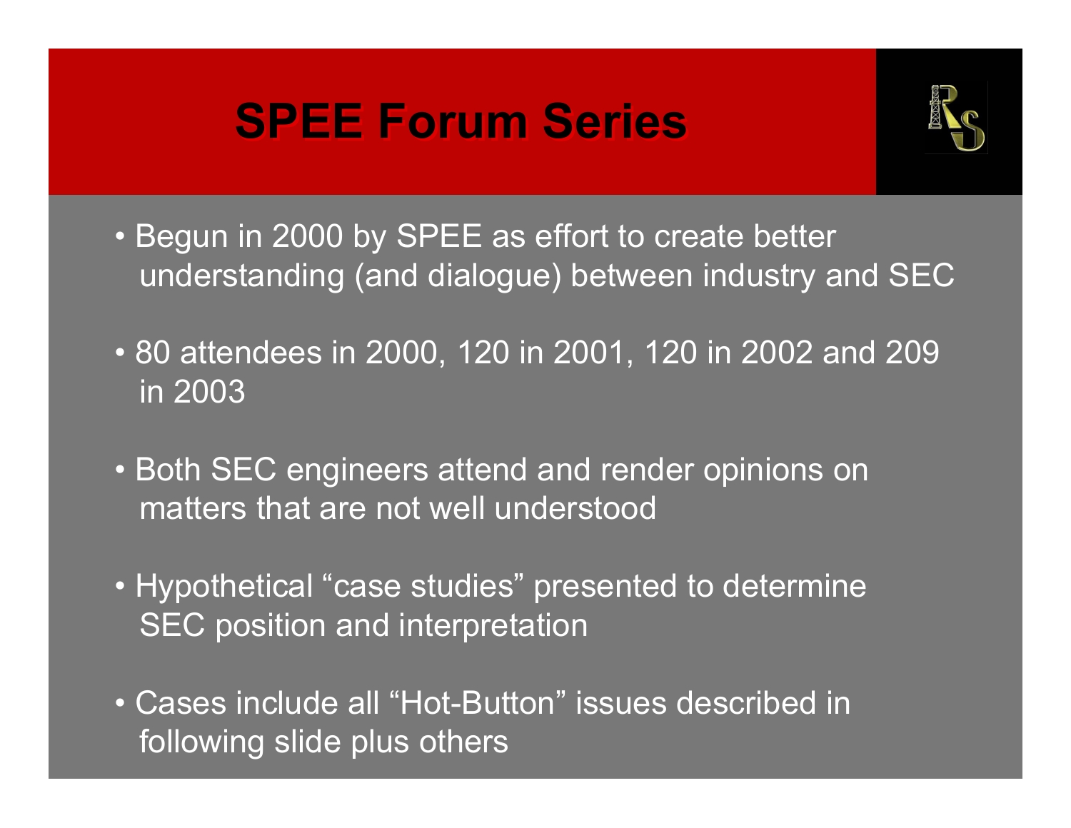# SPEE Forum Series

- Begun in 2000 by SPEE as effort to create better understanding (and dialogue) between industry and SEC
- 80 attendees in 2000, 120 in 2001, 120 in 2002 and 209 in 2003
- Both SEC engineers attend and render opinions on matters that are not well understood
- Hypothetical “case studies” presented to determine SEC position and interpretation
- Cases include all “Hot-Button” issues described in following slide plus others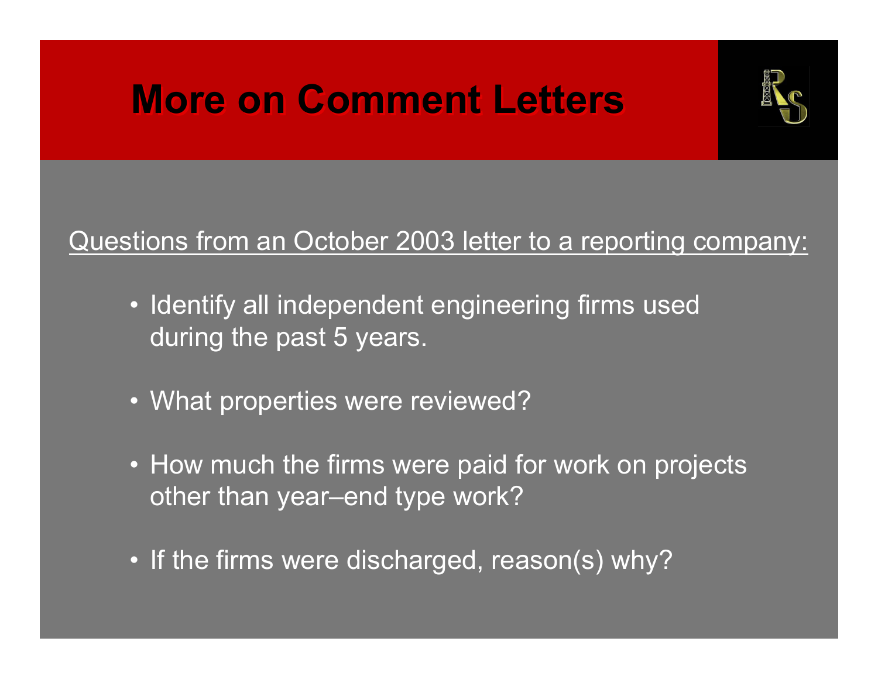# More on Comment Letters

<u>Questions from an October 2003 letter to a reporting company:</u>

- Identify all independent engineering firms used during the past 5 years.
- What properties were reviewed?
- How much the firms were paid for work on projects other than year–end type work?
- If the firms were discharged, reason(s) why?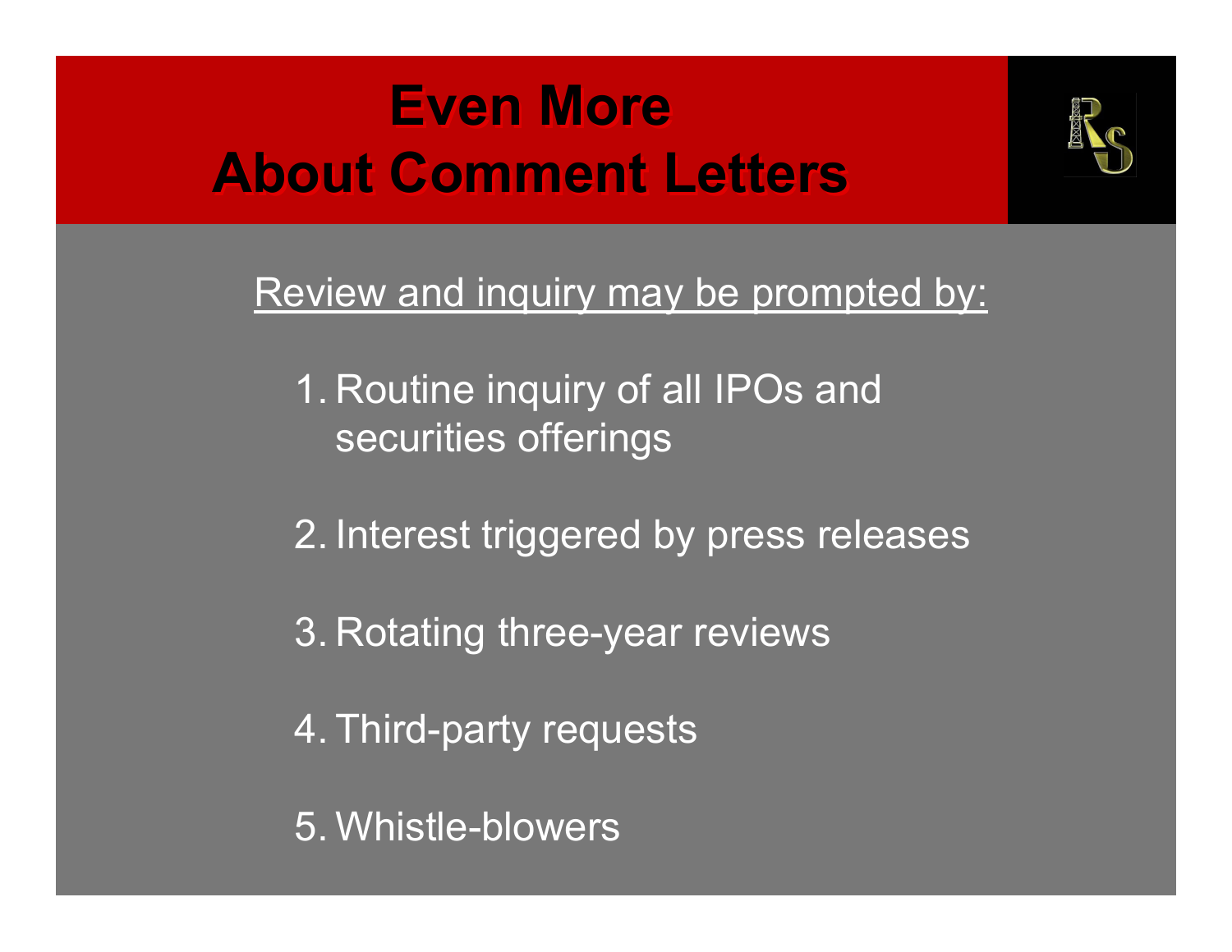# Even More About Comment Letters

Review and inquiry may be prompted by:

1. Routine inquiry of all IPOs and securities offerings
2. Interest triggered by press releases
3. Rotating three-year reviews
4. Third-party requests
5. Whistle-blowers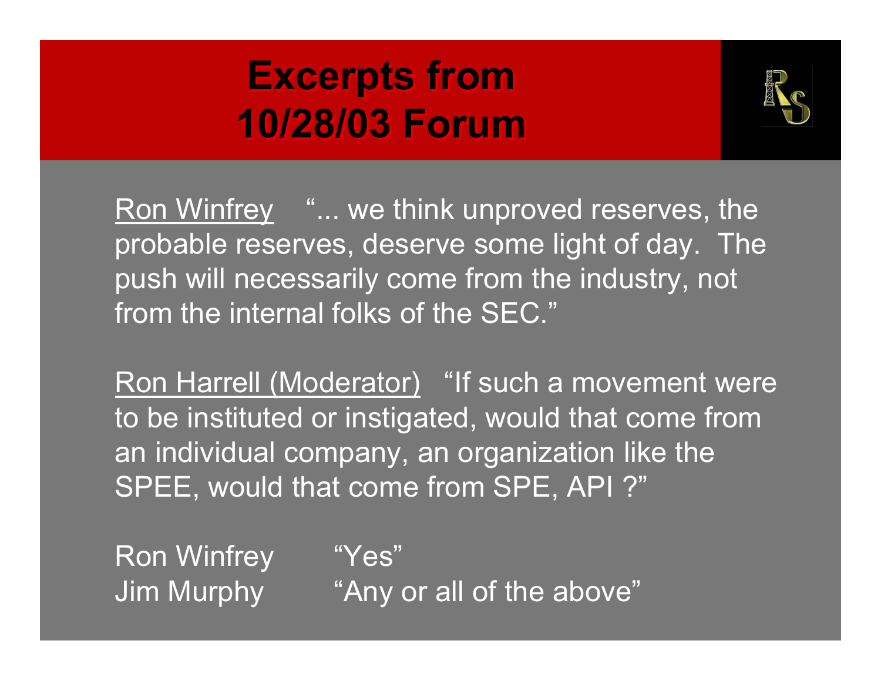# Excerpts from 10/28/03 Forum

Ron Winfrey "... we think unproved reserves, the probable reserves, deserve some light of day. The push will necessarily come from the industry, not from the internal folks of the SEC."

Ron Harrell (Moderator) "If such a movement were to be instituted or instigated, would that come from an individual company, an organization like the SPEE, would that come from SPE, API ?"

Ron Winfrey "Yes"
Jim Murphy "Any or all of the above"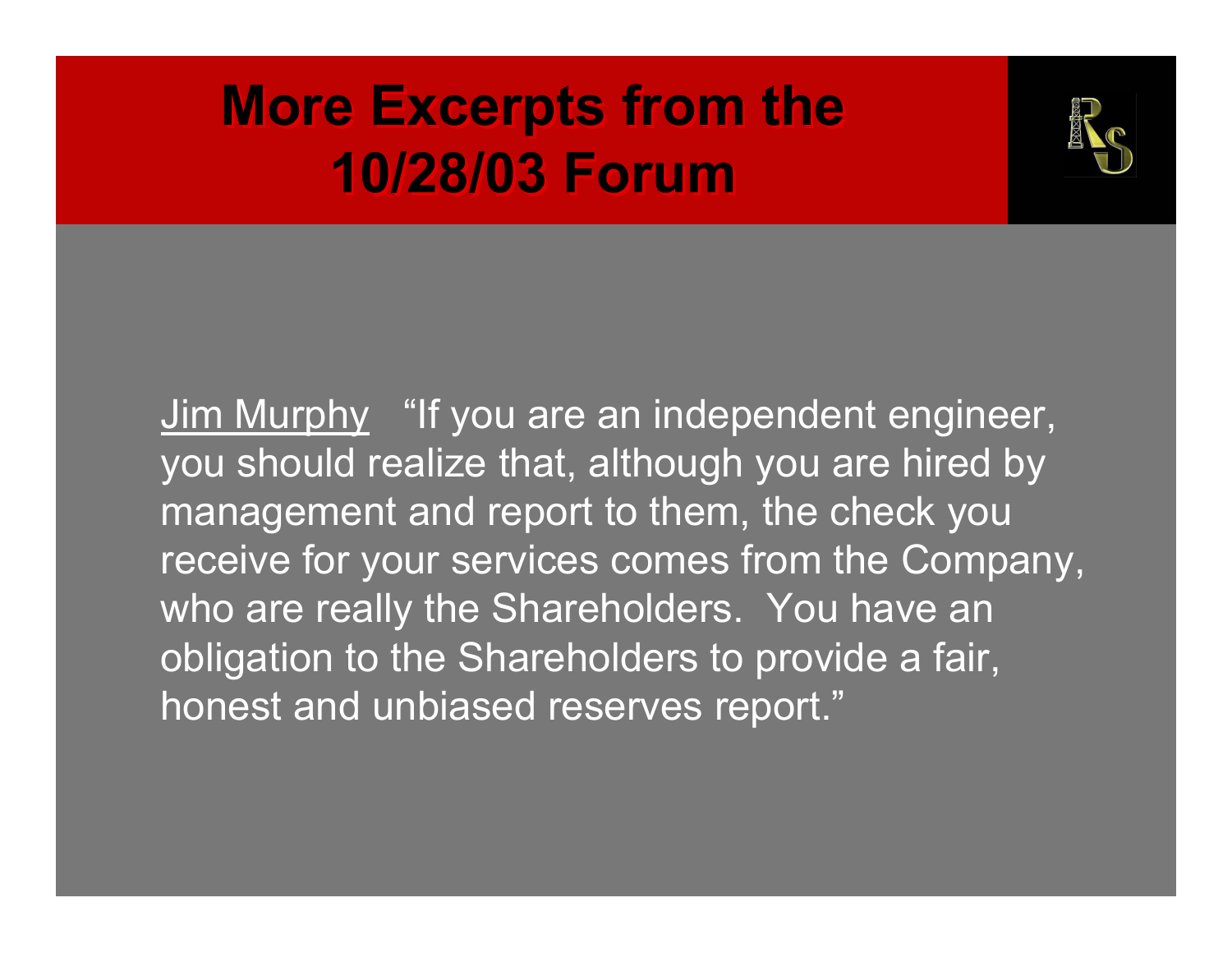# More Excerpts from the 10/28/03 Forum

<u>Jim Murphy</u> "If you are an independent engineer, you should realize that, although you are hired by management and report to them, the check you receive for your services comes from the Company, who are really the Shareholders. You have an obligation to the Shareholders to provide a fair, honest and unbiased reserves report."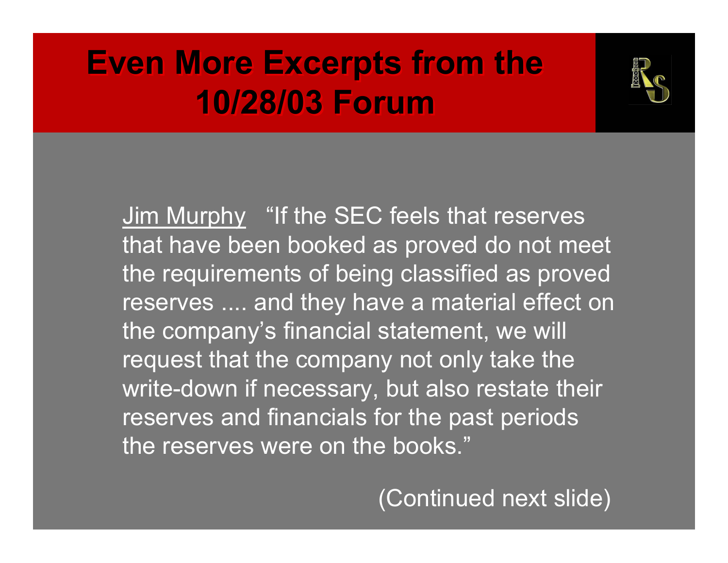# Even More Excerpts from the 10/28/03 Forum

Jim Murphy "If the SEC feels that reserves that have been booked as proved do not meet the requirements of being classified as proved reserves .... and they have a material effect on the company's financial statement, we will request that the company not only take the write-down if necessary, but also restate their reserves and financials for the past periods the reserves were on the books."

(Continued next slide)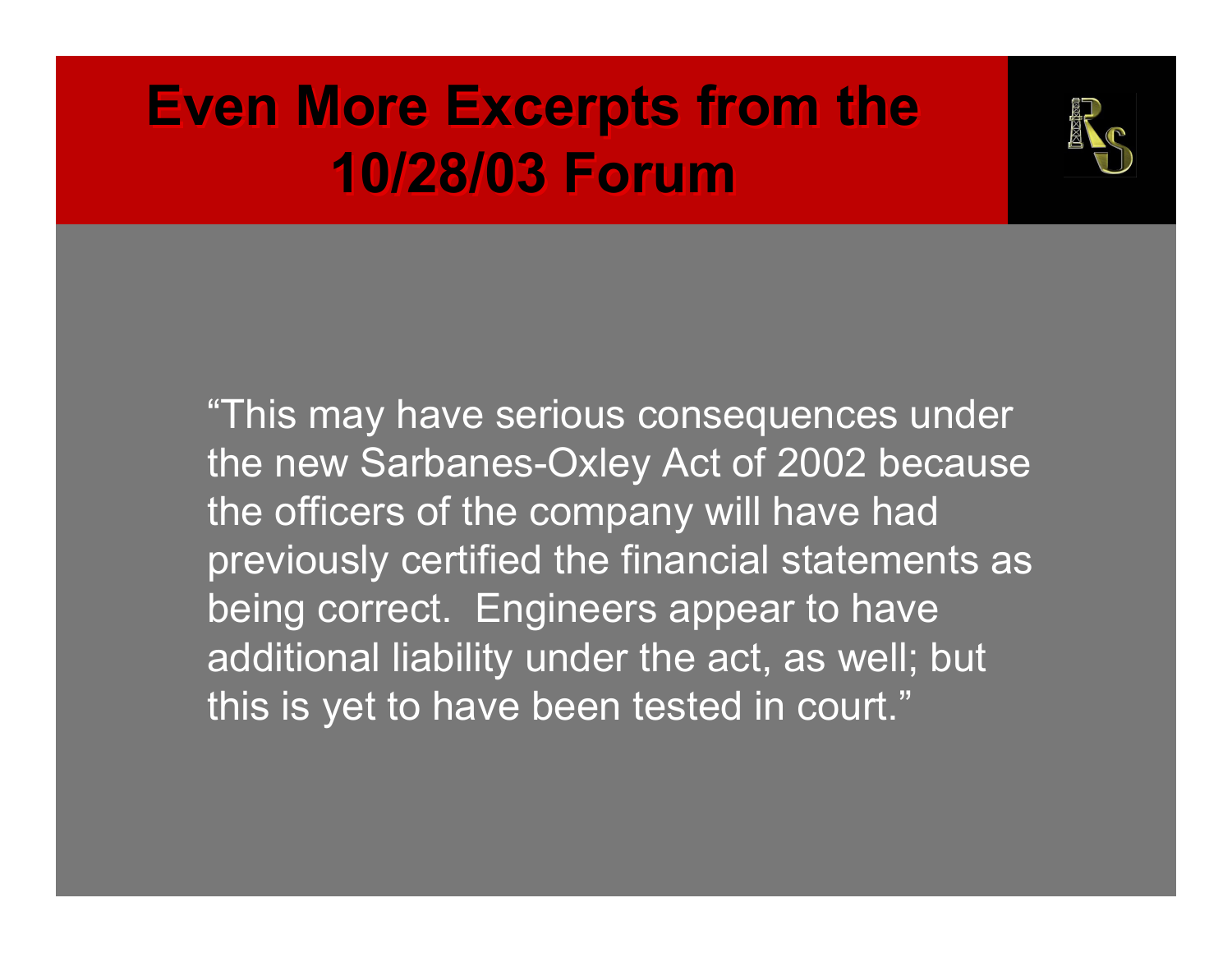# Even More Excerpts from the 10/28/03 Forum

"This may have serious consequences under the new Sarbanes-Oxley Act of 2002 because the officers of the company will have had previously certified the financial statements as being correct. Engineers appear to have additional liability under the act, as well; but this is yet to have been tested in court."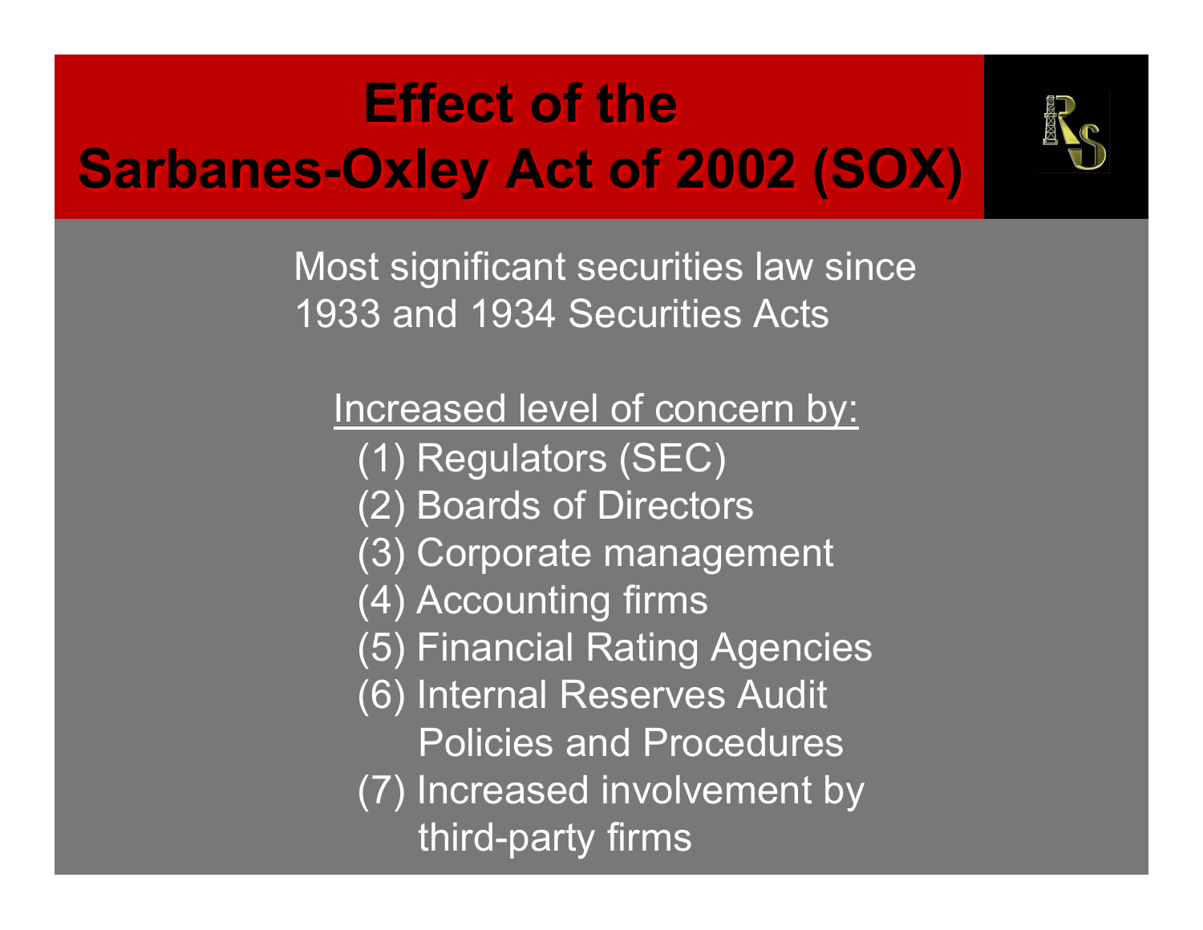# Effect of the Sarbanes-Oxley Act of 2002 (SOX)

Most significant securities law since 1933 and 1934 Securities Acts

<u>Increased level of concern by:</u>

(1) Regulators (SEC)
(2) Boards of Directors
(3) Corporate management
(4) Accounting firms
(5) Financial Rating Agencies
(6) Internal Reserves Audit Policies and Procedures
(7) Increased involvement by third-party firms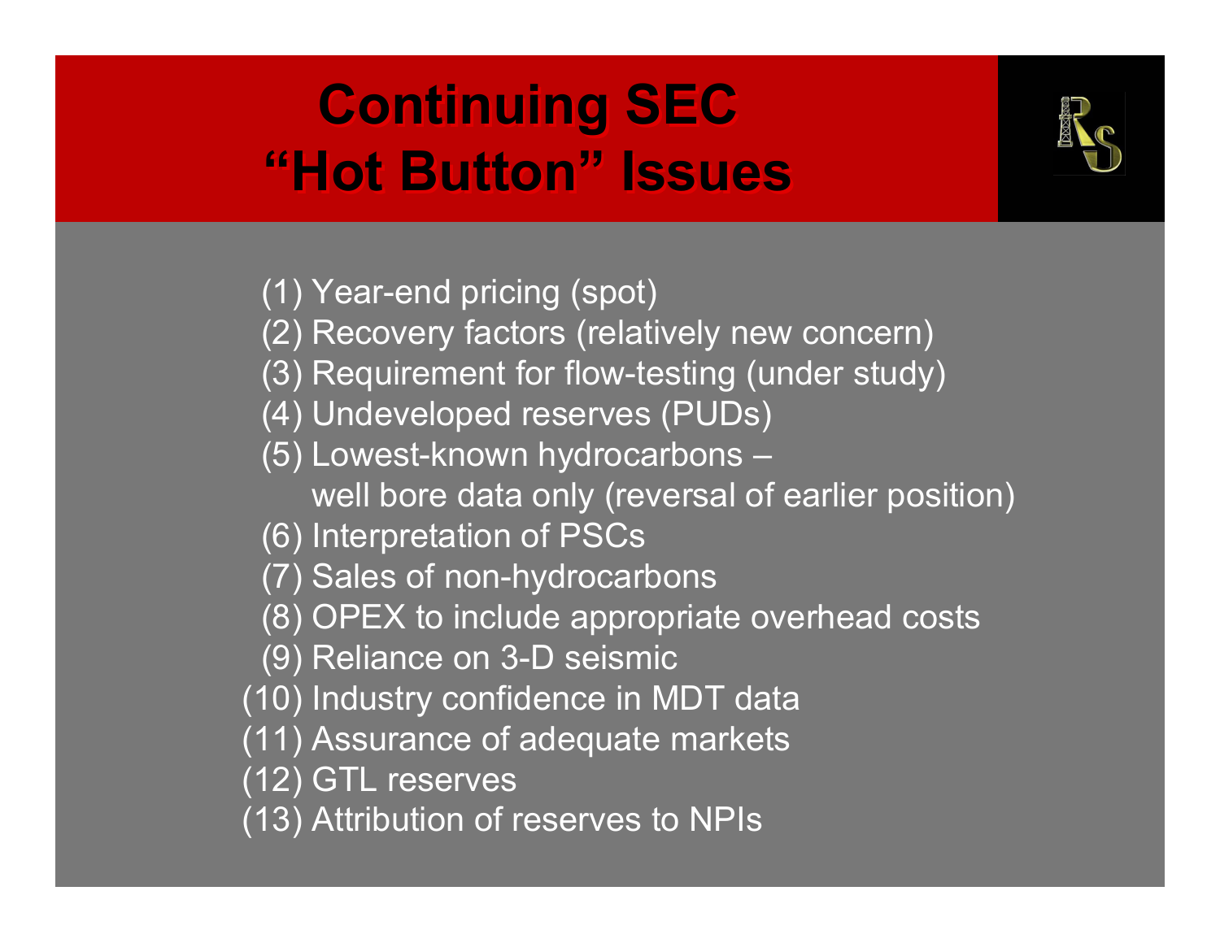# Continuing SEC "Hot Button" Issues

(1) Year-end pricing (spot)
(2) Recovery factors (relatively new concern)
(3) Requirement for flow-testing (under study)
(4) Undeveloped reserves (PUDs)
(5) Lowest-known hydrocarbons – well bore data only (reversal of earlier position)
(6) Interpretation of PSCs
(7) Sales of non-hydrocarbons
(8) OPEX to include appropriate overhead costs
(9) Reliance on 3-D seismic
(10) Industry confidence in MDT data
(11) Assurance of adequate markets
(12) GTL reserves
(13) Attribution of reserves to NPIs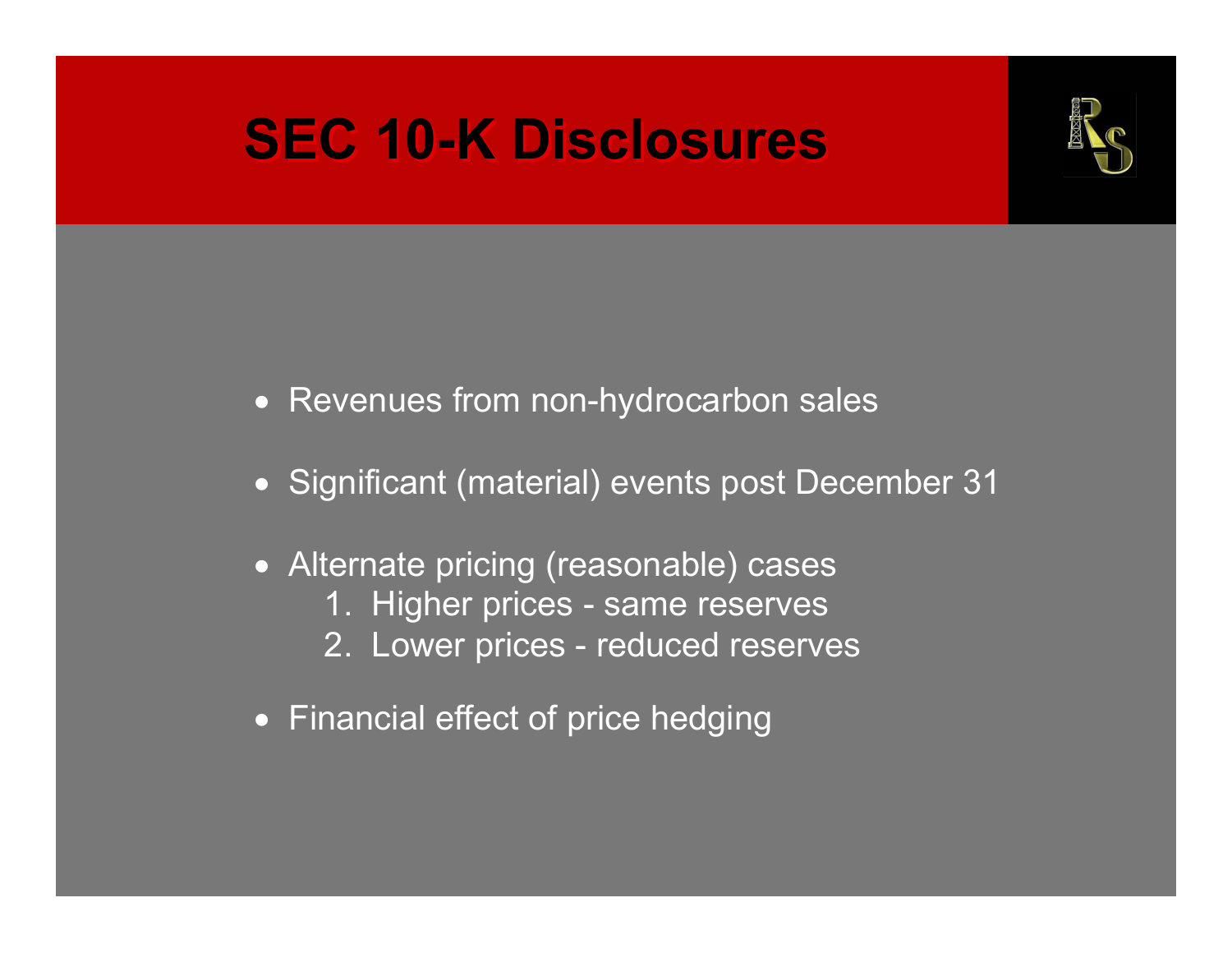# SEC 10-K Disclosures

- Revenues from non-hydrocarbon sales
- Significant (material) events post December 31
- Alternate pricing (reasonable) cases
  1. Higher prices - same reserves
  2. Lower prices - reduced reserves
- Financial effect of price hedging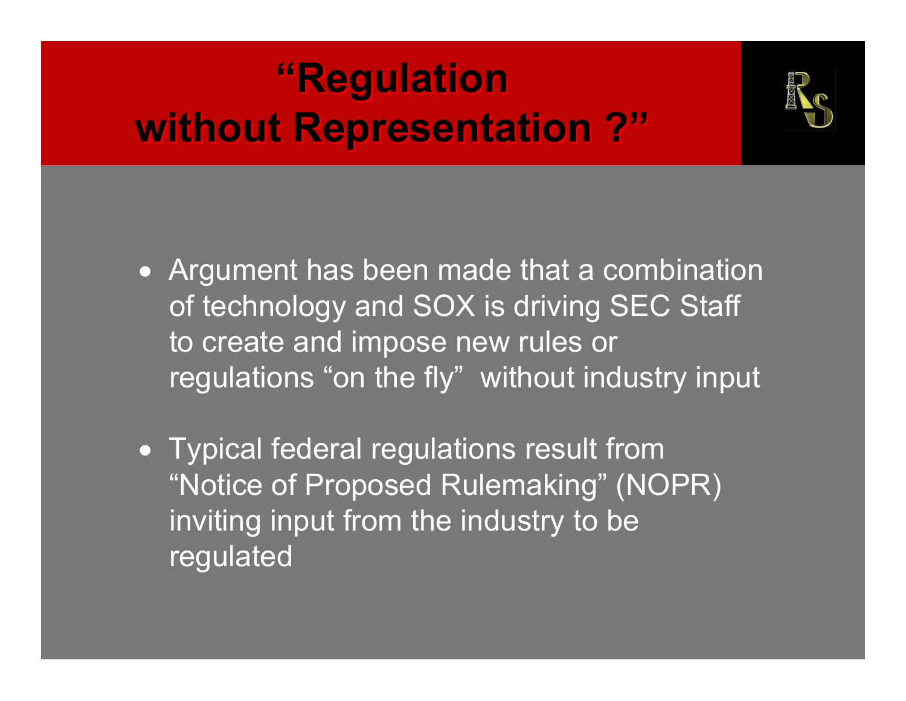# "Regulation without Representation ?"

- Argument has been made that a combination of technology and SOX is driving SEC Staff to create and impose new rules or regulations "on the fly" without industry input
- Typical federal regulations result from "Notice of Proposed Rulemaking" (NOPR) inviting input from the industry to be regulated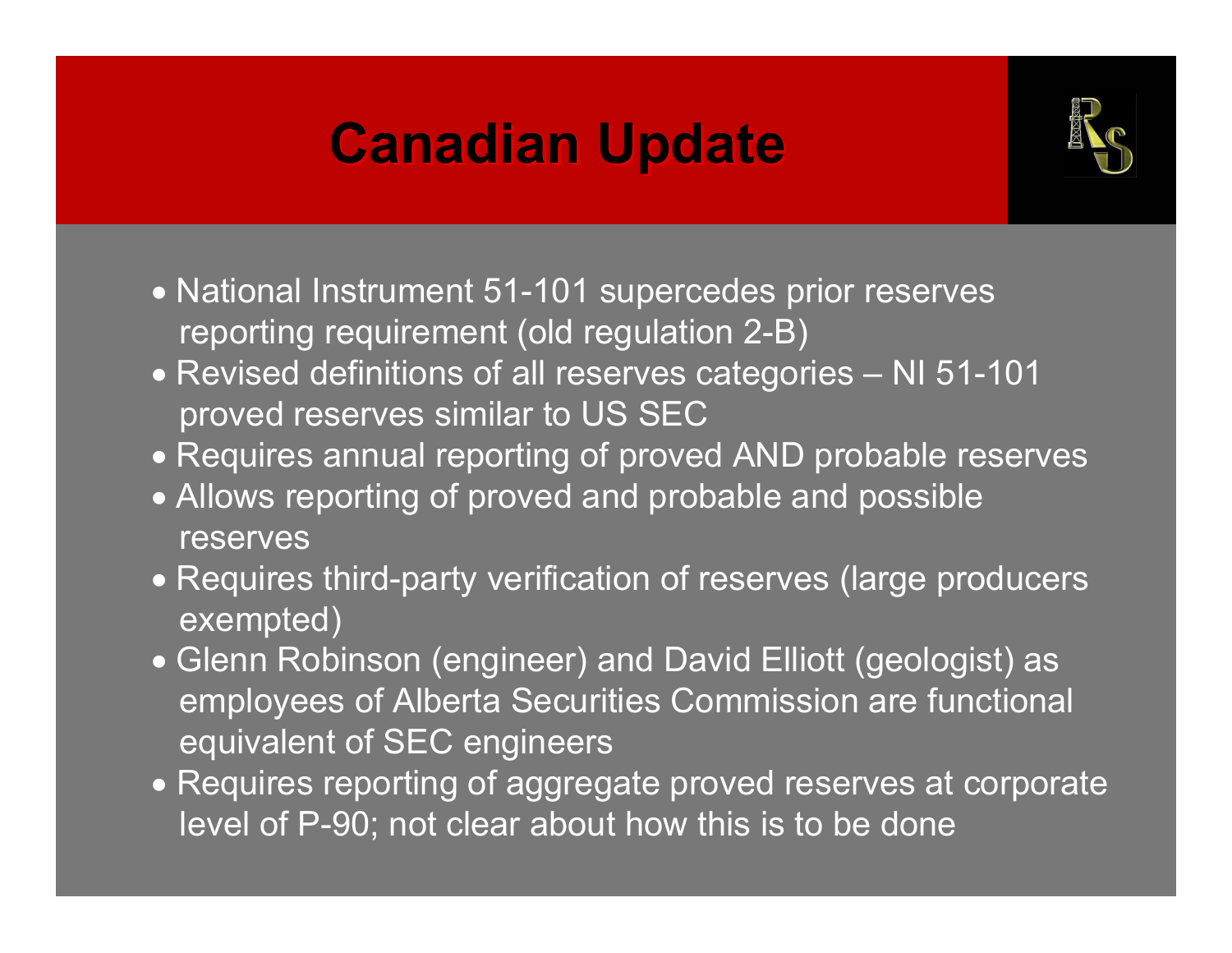# Canadian Update

- National Instrument 51-101 supercedes prior reserves reporting requirement (old regulation 2-B)
- Revised definitions of all reserves categories – NI 51-101 proved reserves similar to US SEC
- Requires annual reporting of proved AND probable reserves
- Allows reporting of proved and probable and possible reserves
- Requires third-party verification of reserves (large producers exempted)
- Glenn Robinson (engineer) and David Elliott (geologist) as employees of Alberta Securities Commission are functional equivalent of SEC engineers
- Requires reporting of aggregate proved reserves at corporate level of P-90; not clear about how this is to be done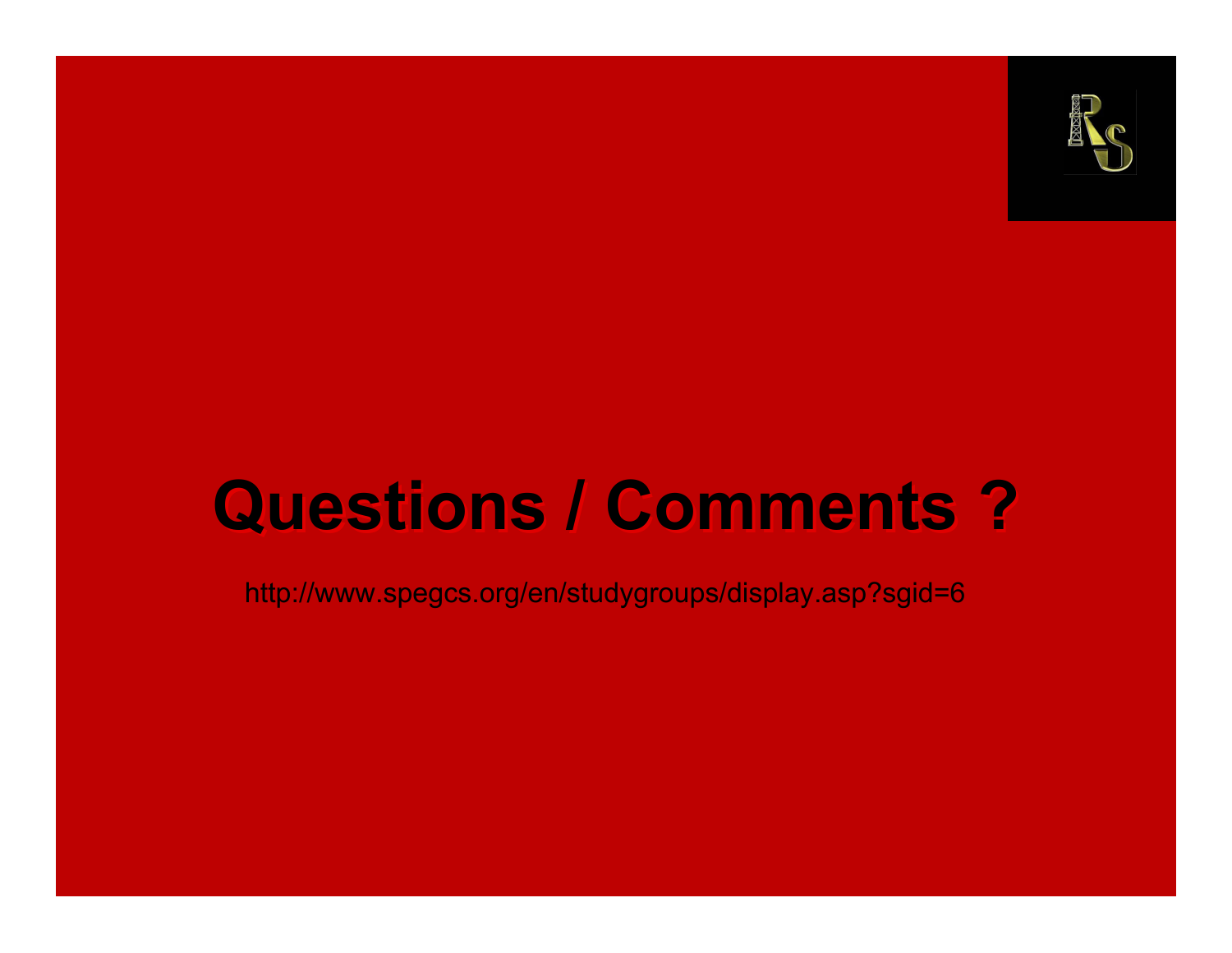# Questions / Comments ?

http://www.spegcs.org/en/studygroups/display.asp?sgid=6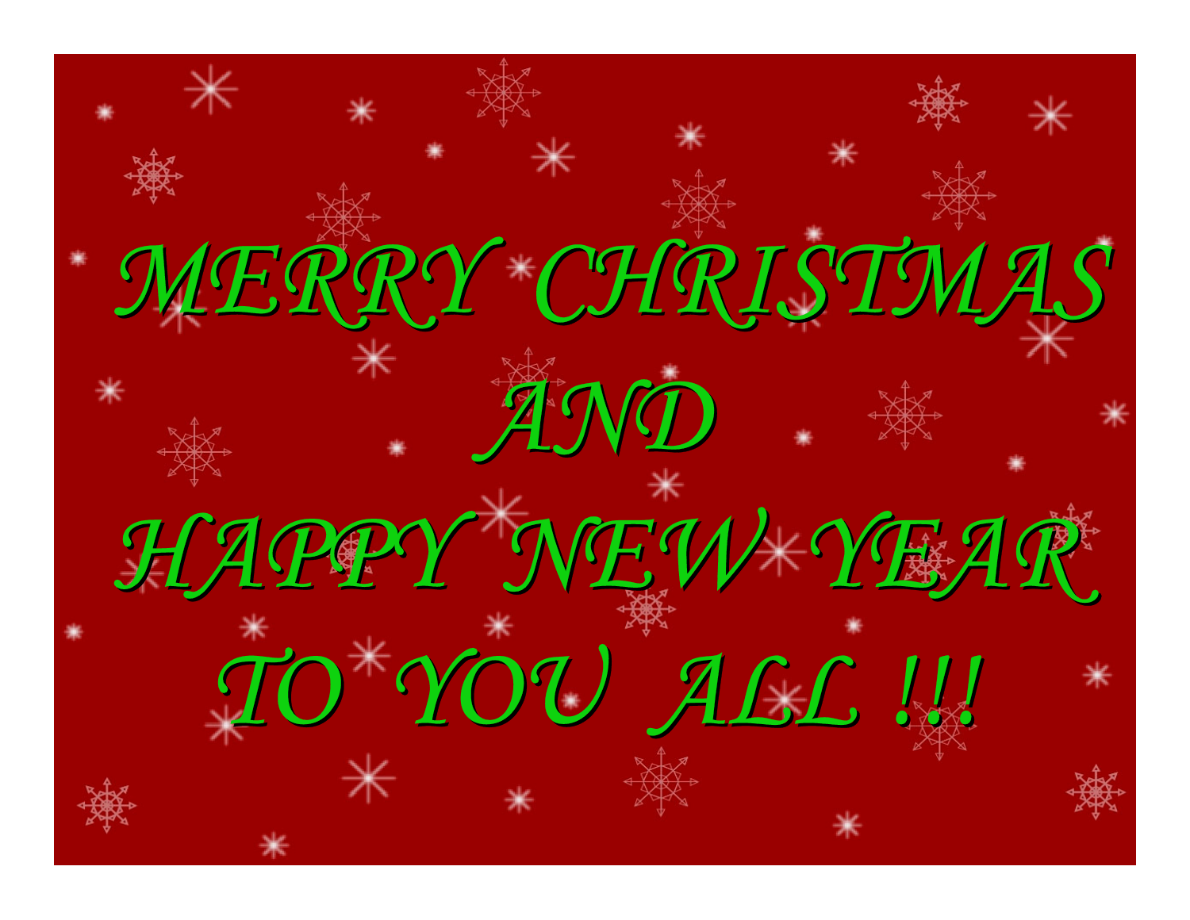MERRY CHRISTMAS

AND

HAPPY NEW YEAR

TO YOU ALL !!!